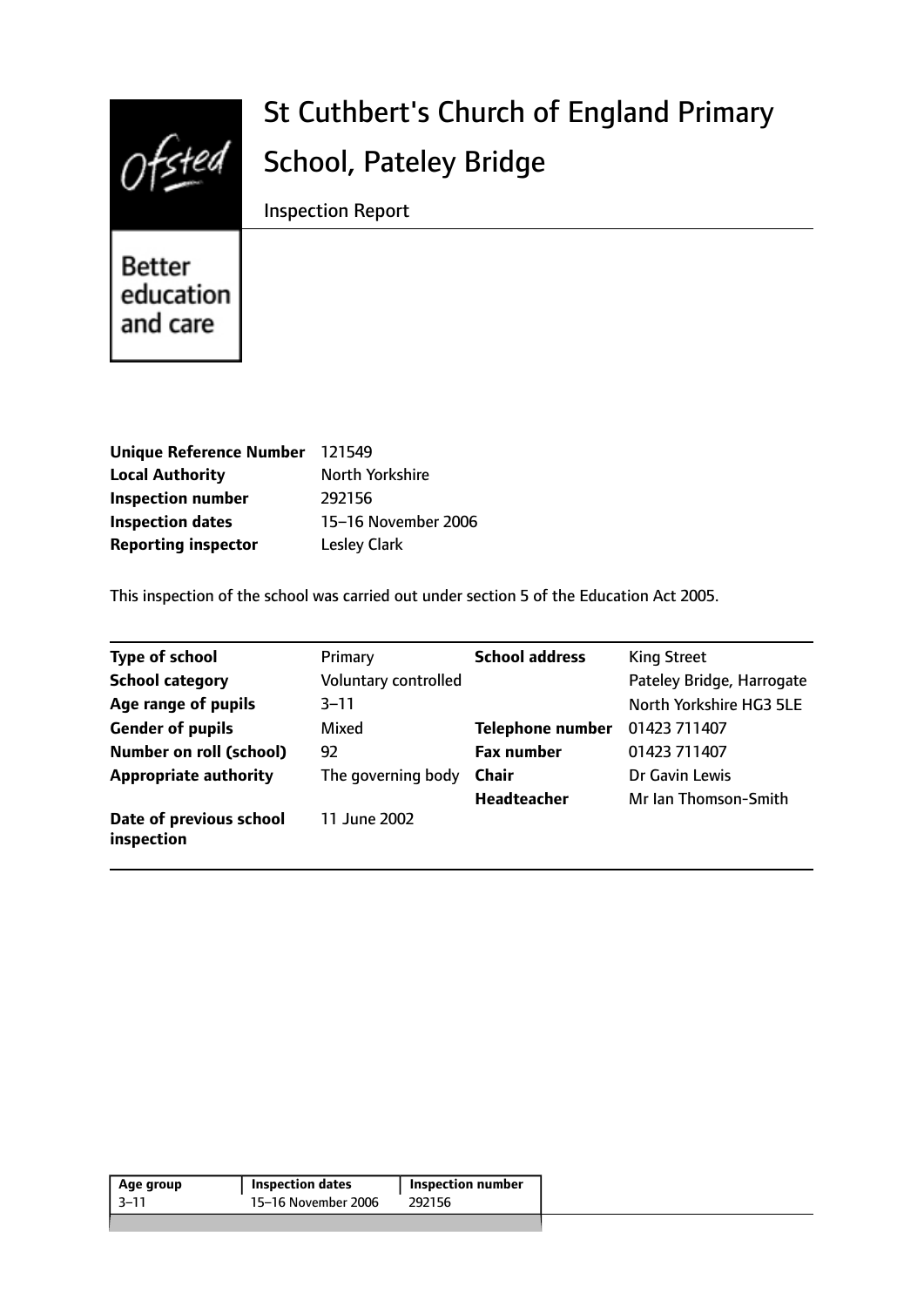# St Cuthbert's Church of England Primary School, Pateley Bridge

Inspection Report

Better education and care

| | |
|---|---|
| **Unique Reference Number** | 121549 |
| **Local Authority** | North Yorkshire |
| **Inspection number** | 292156 |
| **Inspection dates** | 15–16 November 2006 |
| **Reporting inspector** | Lesley Clark |

This inspection of the school was carried out under section 5 of the Education Act 2005.

| | | | |
|---|---|---|---|
| **Type of school** | Primary | **School address** | King Street |
| **School category** | Voluntary controlled | | Pateley Bridge, Harrogate |
| **Age range of pupils** | 3–11 | | North Yorkshire HG3 5LE |
| **Gender of pupils** | Mixed | **Telephone number** | 01423 711407 |
| **Number on roll (school)** | 92 | **Fax number** | 01423 711407 |
| **Appropriate authority** | The governing body | **Chair** | Dr Gavin Lewis |
| | | **Headteacher** | Mr Ian Thomson-Smith |
| **Date of previous school inspection** | 11 June 2002 | | |

| Age group | Inspection dates | Inspection number |
|---|---|---|
| 3–11 | 15–16 November 2006 | 292156 |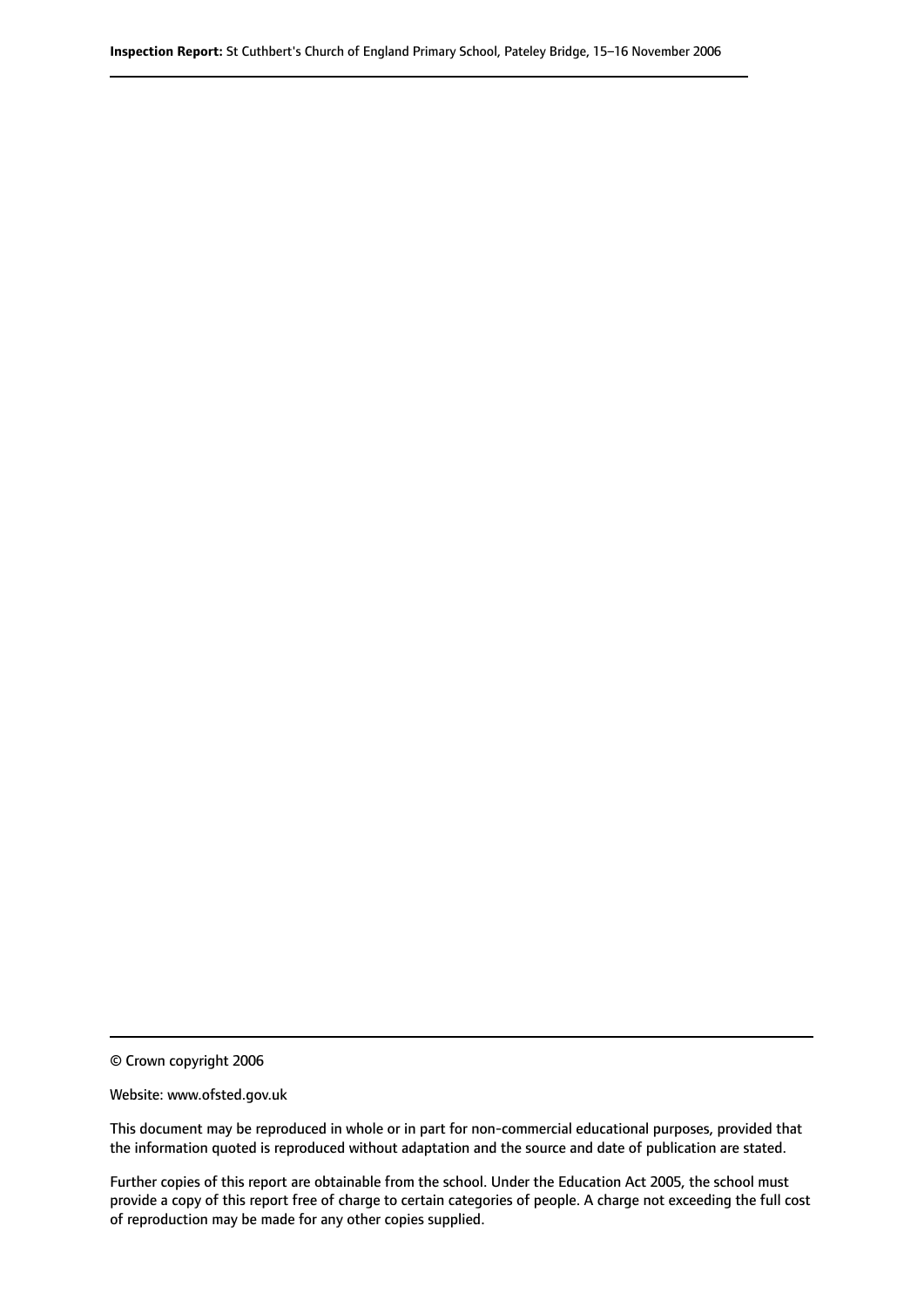© Crown copyright 2006

Website: www.ofsted.gov.uk

This document may be reproduced in whole or in part for non-commercial educational purposes, provided that the information quoted is reproduced without adaptation and the source and date of publication are stated.

Further copies of this report are obtainable from the school. Under the Education Act 2005, the school must provide a copy of this report free of charge to certain categories of people. A charge not exceeding the full cost of reproduction may be made for any other copies supplied.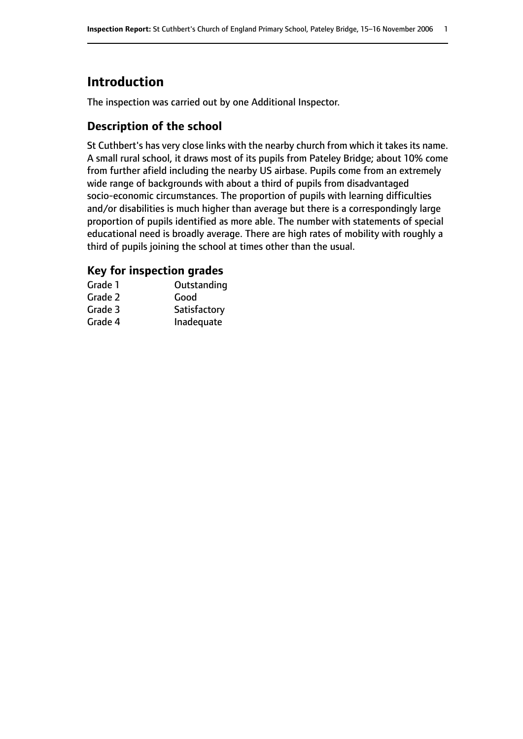# Introduction

The inspection was carried out by one Additional Inspector.

## Description of the school

St Cuthbert's has very close links with the nearby church from which it takes its name. A small rural school, it draws most of its pupils from Pateley Bridge; about 10% come from further afield including the nearby US airbase. Pupils come from an extremely wide range of backgrounds with about a third of pupils from disadvantaged socio-economic circumstances. The proportion of pupils with learning difficulties and/or disabilities is much higher than average but there is a correspondingly large proportion of pupils identified as more able. The number with statements of special educational need is broadly average. There are high rates of mobility with roughly a third of pupils joining the school at times other than the usual.

## Key for inspection grades

| | |
|---|---|
| Grade 1 | Outstanding |
| Grade 2 | Good |
| Grade 3 | Satisfactory |
| Grade 4 | Inadequate |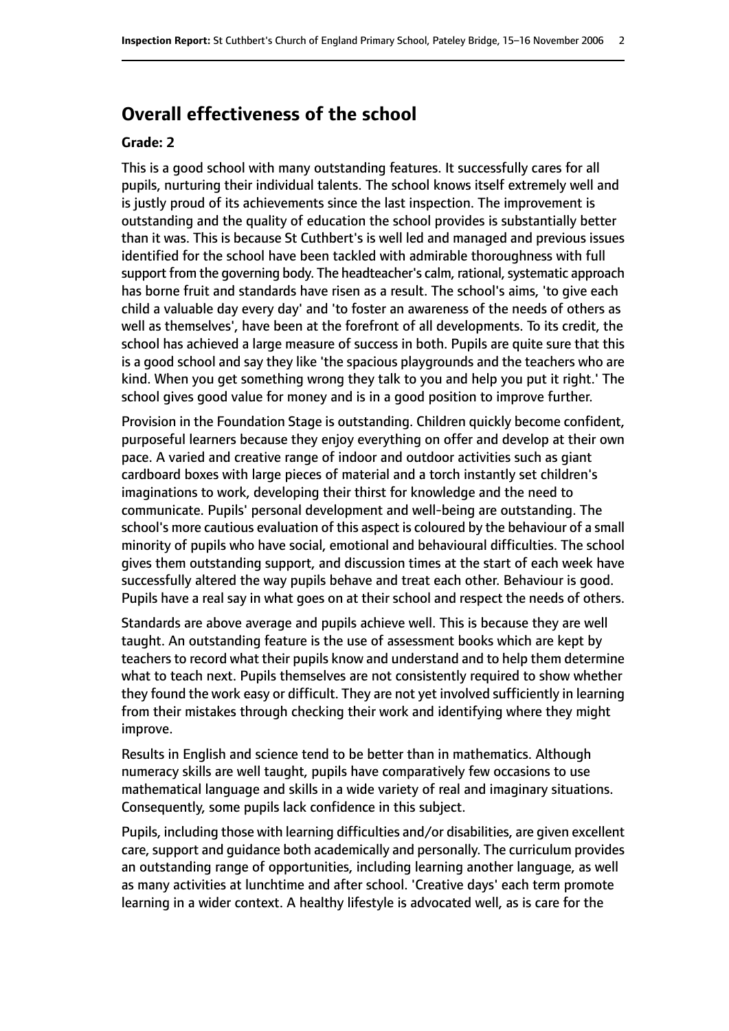## Overall effectiveness of the school

### Grade: 2

This is a good school with many outstanding features. It successfully cares for all pupils, nurturing their individual talents. The school knows itself extremely well and is justly proud of its achievements since the last inspection. The improvement is outstanding and the quality of education the school provides is substantially better than it was. This is because St Cuthbert's is well led and managed and previous issues identified for the school have been tackled with admirable thoroughness with full support from the governing body. The headteacher's calm, rational, systematic approach has borne fruit and standards have risen as a result. The school's aims, 'to give each child a valuable day every day' and 'to foster an awareness of the needs of others as well as themselves', have been at the forefront of all developments. To its credit, the school has achieved a large measure of success in both. Pupils are quite sure that this is a good school and say they like 'the spacious playgrounds and the teachers who are kind. When you get something wrong they talk to you and help you put it right.' The school gives good value for money and is in a good position to improve further.

Provision in the Foundation Stage is outstanding. Children quickly become confident, purposeful learners because they enjoy everything on offer and develop at their own pace. A varied and creative range of indoor and outdoor activities such as giant cardboard boxes with large pieces of material and a torch instantly set children's imaginations to work, developing their thirst for knowledge and the need to communicate. Pupils' personal development and well-being are outstanding. The school's more cautious evaluation of this aspect is coloured by the behaviour of a small minority of pupils who have social, emotional and behavioural difficulties. The school gives them outstanding support, and discussion times at the start of each week have successfully altered the way pupils behave and treat each other. Behaviour is good. Pupils have a real say in what goes on at their school and respect the needs of others.

Standards are above average and pupils achieve well. This is because they are well taught. An outstanding feature is the use of assessment books which are kept by teachers to record what their pupils know and understand and to help them determine what to teach next. Pupils themselves are not consistently required to show whether they found the work easy or difficult. They are not yet involved sufficiently in learning from their mistakes through checking their work and identifying where they might improve.

Results in English and science tend to be better than in mathematics. Although numeracy skills are well taught, pupils have comparatively few occasions to use mathematical language and skills in a wide variety of real and imaginary situations. Consequently, some pupils lack confidence in this subject.

Pupils, including those with learning difficulties and/or disabilities, are given excellent care, support and guidance both academically and personally. The curriculum provides an outstanding range of opportunities, including learning another language, as well as many activities at lunchtime and after school. 'Creative days' each term promote learning in a wider context. A healthy lifestyle is advocated well, as is care for the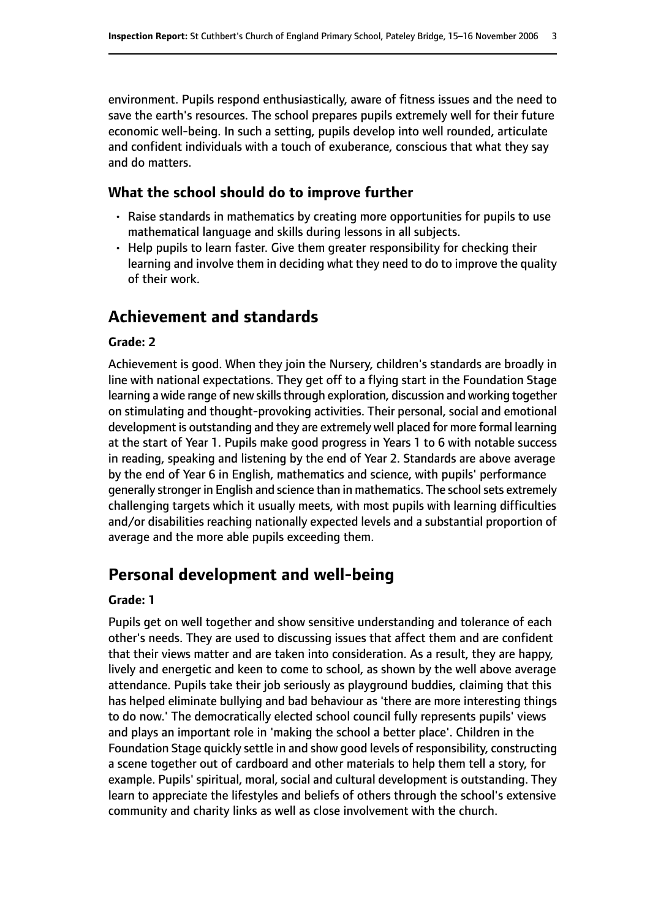environment. Pupils respond enthusiastically, aware of fitness issues and the need to save the earth's resources. The school prepares pupils extremely well for their future economic well-being. In such a setting, pupils develop into well rounded, articulate and confident individuals with a touch of exuberance, conscious that what they say and do matters.

### What the school should do to improve further

- Raise standards in mathematics by creating more opportunities for pupils to use mathematical language and skills during lessons in all subjects.
- Help pupils to learn faster. Give them greater responsibility for checking their learning and involve them in deciding what they need to do to improve the quality of their work.

## Achievement and standards

#### Grade: 2

Achievement is good. When they join the Nursery, children's standards are broadly in line with national expectations. They get off to a flying start in the Foundation Stage learning a wide range of new skills through exploration, discussion and working together on stimulating and thought-provoking activities. Their personal, social and emotional development is outstanding and they are extremely well placed for more formal learning at the start of Year 1. Pupils make good progress in Years 1 to 6 with notable success in reading, speaking and listening by the end of Year 2. Standards are above average by the end of Year 6 in English, mathematics and science, with pupils' performance generally stronger in English and science than in mathematics. The school sets extremely challenging targets which it usually meets, with most pupils with learning difficulties and/or disabilities reaching nationally expected levels and a substantial proportion of average and the more able pupils exceeding them.

## Personal development and well-being

#### Grade: 1

Pupils get on well together and show sensitive understanding and tolerance of each other's needs. They are used to discussing issues that affect them and are confident that their views matter and are taken into consideration. As a result, they are happy, lively and energetic and keen to come to school, as shown by the well above average attendance. Pupils take their job seriously as playground buddies, claiming that this has helped eliminate bullying and bad behaviour as 'there are more interesting things to do now.' The democratically elected school council fully represents pupils' views and plays an important role in 'making the school a better place'. Children in the Foundation Stage quickly settle in and show good levels of responsibility, constructing a scene together out of cardboard and other materials to help them tell a story, for example. Pupils' spiritual, moral, social and cultural development is outstanding. They learn to appreciate the lifestyles and beliefs of others through the school's extensive community and charity links as well as close involvement with the church.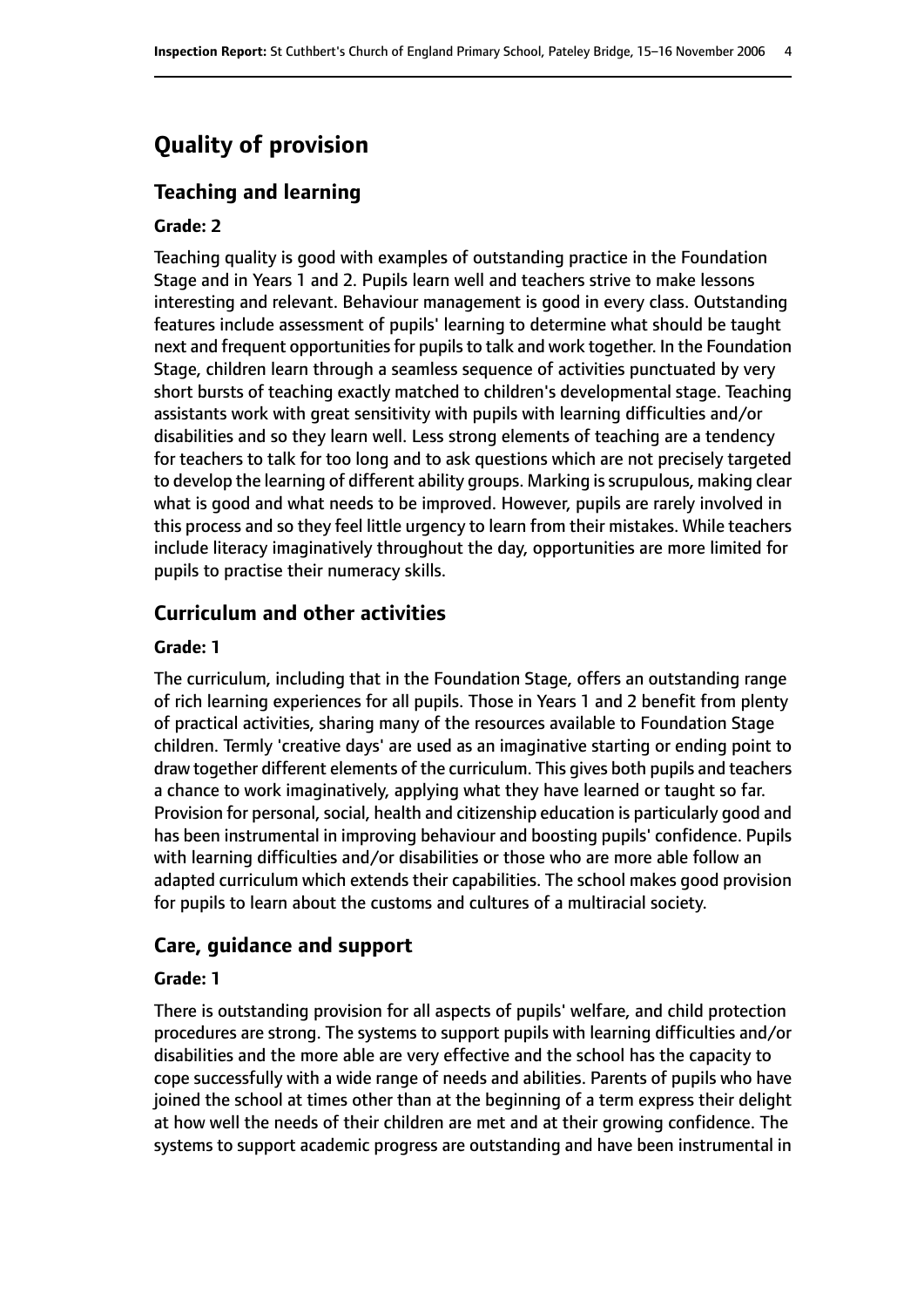# Quality of provision

## Teaching and learning

### Grade: 2

Teaching quality is good with examples of outstanding practice in the Foundation Stage and in Years 1 and 2. Pupils learn well and teachers strive to make lessons interesting and relevant. Behaviour management is good in every class. Outstanding features include assessment of pupils' learning to determine what should be taught next and frequent opportunities for pupils to talk and work together. In the Foundation Stage, children learn through a seamless sequence of activities punctuated by very short bursts of teaching exactly matched to children's developmental stage. Teaching assistants work with great sensitivity with pupils with learning difficulties and/or disabilities and so they learn well. Less strong elements of teaching are a tendency for teachers to talk for too long and to ask questions which are not precisely targeted to develop the learning of different ability groups. Marking is scrupulous, making clear what is good and what needs to be improved. However, pupils are rarely involved in this process and so they feel little urgency to learn from their mistakes. While teachers include literacy imaginatively throughout the day, opportunities are more limited for pupils to practise their numeracy skills.

## Curriculum and other activities

### Grade: 1

The curriculum, including that in the Foundation Stage, offers an outstanding range of rich learning experiences for all pupils. Those in Years 1 and 2 benefit from plenty of practical activities, sharing many of the resources available to Foundation Stage children. Termly 'creative days' are used as an imaginative starting or ending point to draw together different elements of the curriculum. This gives both pupils and teachers a chance to work imaginatively, applying what they have learned or taught so far. Provision for personal, social, health and citizenship education is particularly good and has been instrumental in improving behaviour and boosting pupils' confidence. Pupils with learning difficulties and/or disabilities or those who are more able follow an adapted curriculum which extends their capabilities. The school makes good provision for pupils to learn about the customs and cultures of a multiracial society.

## Care, guidance and support

### Grade: 1

There is outstanding provision for all aspects of pupils' welfare, and child protection procedures are strong. The systems to support pupils with learning difficulties and/or disabilities and the more able are very effective and the school has the capacity to cope successfully with a wide range of needs and abilities. Parents of pupils who have joined the school at times other than at the beginning of a term express their delight at how well the needs of their children are met and at their growing confidence. The systems to support academic progress are outstanding and have been instrumental in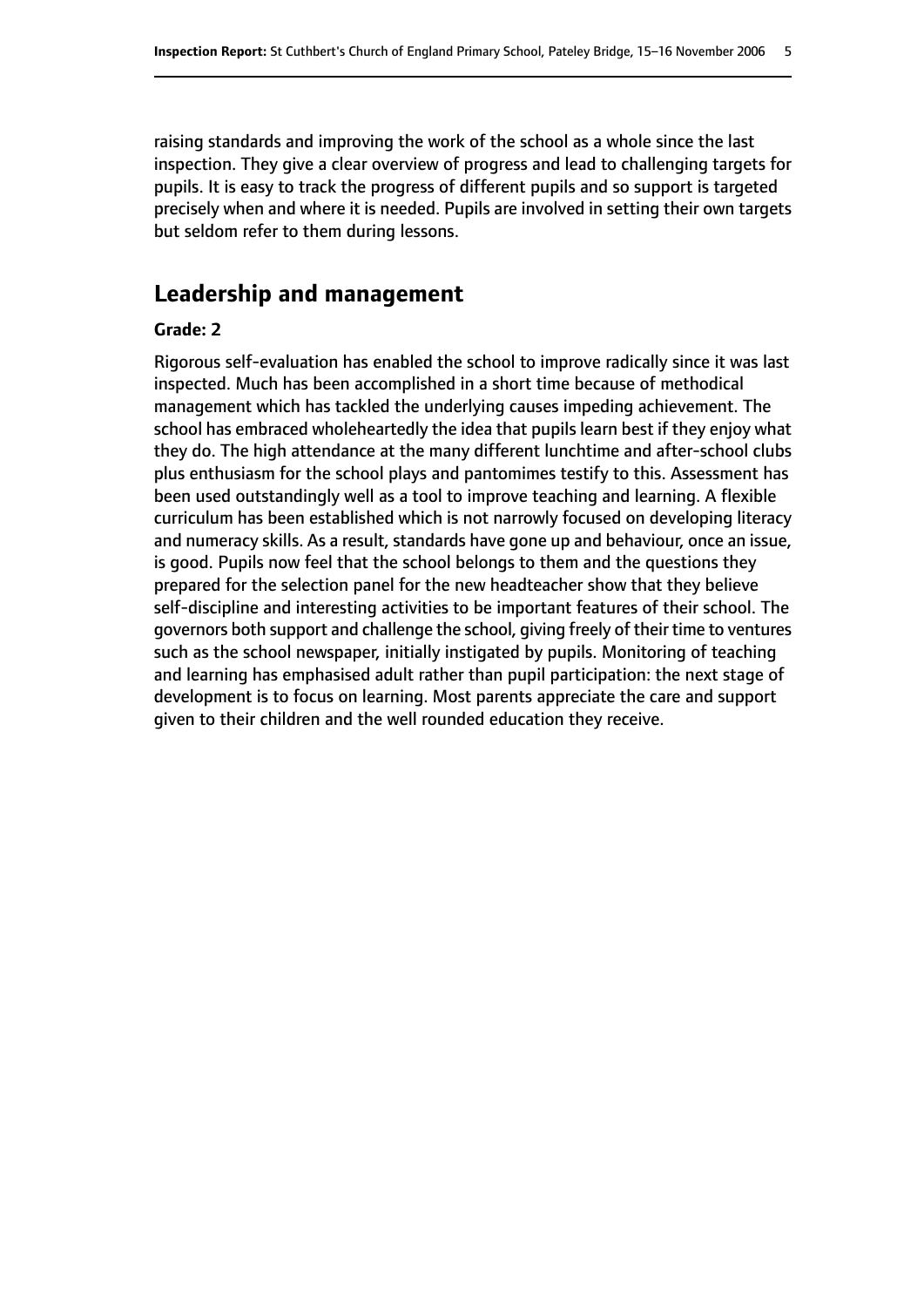raising standards and improving the work of the school as a whole since the last inspection. They give a clear overview of progress and lead to challenging targets for pupils. It is easy to track the progress of different pupils and so support is targeted precisely when and where it is needed. Pupils are involved in setting their own targets but seldom refer to them during lessons.

## Leadership and management

**Grade: 2**

Rigorous self-evaluation has enabled the school to improve radically since it was last inspected. Much has been accomplished in a short time because of methodical management which has tackled the underlying causes impeding achievement. The school has embraced wholeheartedly the idea that pupils learn best if they enjoy what they do. The high attendance at the many different lunchtime and after-school clubs plus enthusiasm for the school plays and pantomimes testify to this. Assessment has been used outstandingly well as a tool to improve teaching and learning. A flexible curriculum has been established which is not narrowly focused on developing literacy and numeracy skills. As a result, standards have gone up and behaviour, once an issue, is good. Pupils now feel that the school belongs to them and the questions they prepared for the selection panel for the new headteacher show that they believe self-discipline and interesting activities to be important features of their school. The governors both support and challenge the school, giving freely of their time to ventures such as the school newspaper, initially instigated by pupils. Monitoring of teaching and learning has emphasised adult rather than pupil participation: the next stage of development is to focus on learning. Most parents appreciate the care and support given to their children and the well rounded education they receive.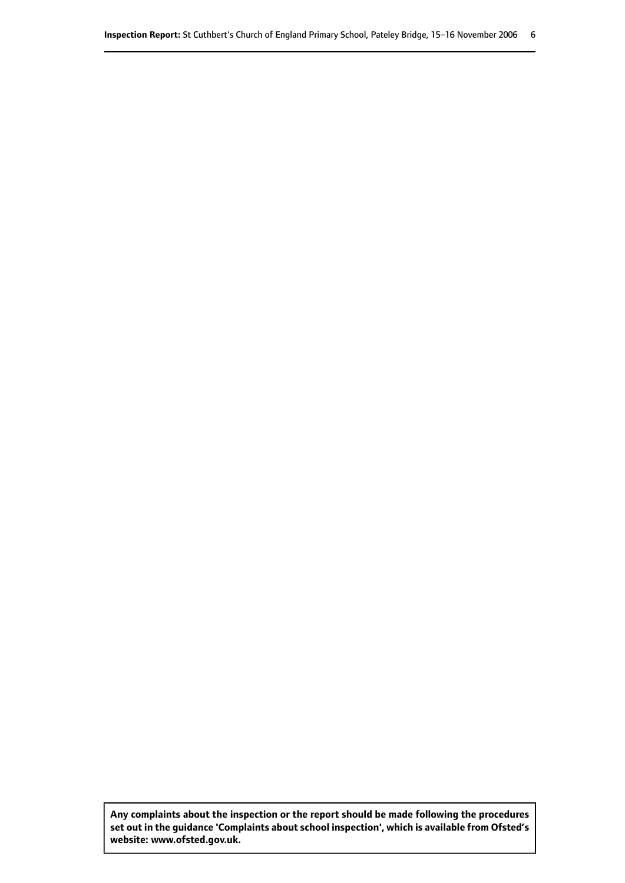**Any complaints about the inspection or the report should be made following the procedures set out in the guidance 'Complaints about school inspection', which is available from Ofsted's website: www.ofsted.gov.uk.**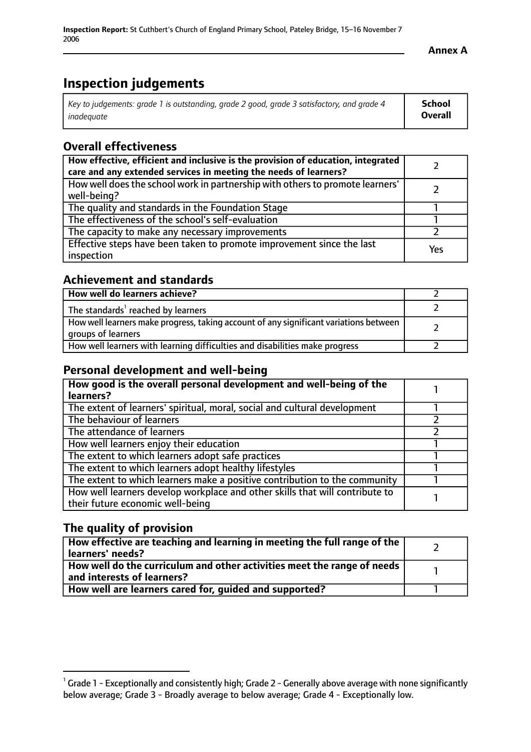**Annex A**

# Inspection judgements

| *Key to judgements: grade 1 is outstanding, grade 2 good, grade 3 satisfactory, and grade 4 inadequate* | **School Overall** |
|---|---|

## Overall effectiveness

| | |
|---|---|
| **How effective, efficient and inclusive is the provision of education, integrated care and any extended services in meeting the needs of learners?** | 2 |
| How well does the school work in partnership with others to promote learners' well-being? | 2 |
| The quality and standards in the Foundation Stage | 1 |
| The effectiveness of the school's self-evaluation | 1 |
| The capacity to make any necessary improvements | 2 |
| Effective steps have been taken to promote improvement since the last inspection | Yes |

## Achievement and standards

| | |
|---|---|
| **How well do learners achieve?** | 2 |
| The standards[1] reached by learners | 2 |
| How well learners make progress, taking account of any significant variations between groups of learners | 2 |
| How well learners with learning difficulties and disabilities make progress | 2 |

## Personal development and well-being

| | |
|---|---|
| **How good is the overall personal development and well-being of the learners?** | 1 |
| The extent of learners' spiritual, moral, social and cultural development | 1 |
| The behaviour of learners | 2 |
| The attendance of learners | 2 |
| How well learners enjoy their education | 1 |
| The extent to which learners adopt safe practices | 1 |
| The extent to which learners adopt healthy lifestyles | 1 |
| The extent to which learners make a positive contribution to the community | 1 |
| How well learners develop workplace and other skills that will contribute to their future economic well-being | 1 |

## The quality of provision

| | |
|---|---|
| **How effective are teaching and learning in meeting the full range of the learners' needs?** | 2 |
| **How well do the curriculum and other activities meet the range of needs and interests of learners?** | 1 |
| **How well are learners cared for, guided and supported?** | 1 |

[1] Grade 1 - Exceptionally and consistently high; Grade 2 - Generally above average with none significantly below average; Grade 3 - Broadly average to below average; Grade 4 - Exceptionally low.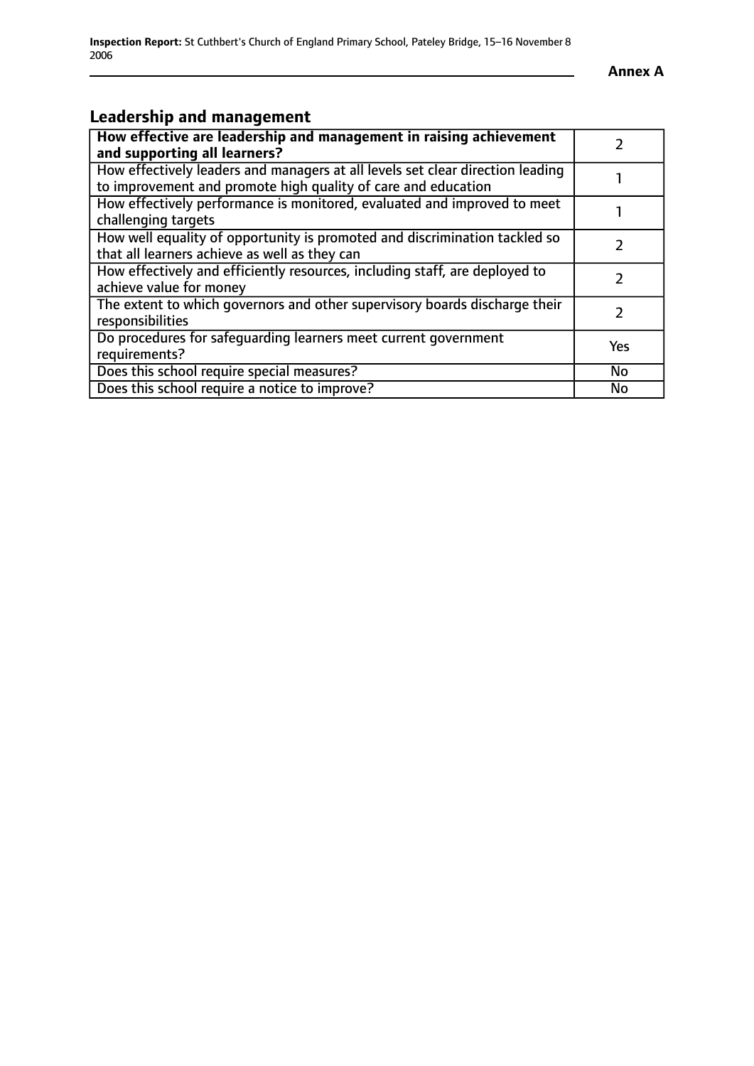## Leadership and management

| **How effective are leadership and management in raising achievement and supporting all learners?** | 2 |
|---|---|
| How effectively leaders and managers at all levels set clear direction leading to improvement and promote high quality of care and education | 1 |
| How effectively performance is monitored, evaluated and improved to meet challenging targets | 1 |
| How well equality of opportunity is promoted and discrimination tackled so that all learners achieve as well as they can | 2 |
| How effectively and efficiently resources, including staff, are deployed to achieve value for money | 2 |
| The extent to which governors and other supervisory boards discharge their responsibilities | 2 |
| Do procedures for safeguarding learners meet current government requirements? | Yes |
| Does this school require special measures? | No |
| Does this school require a notice to improve? | No |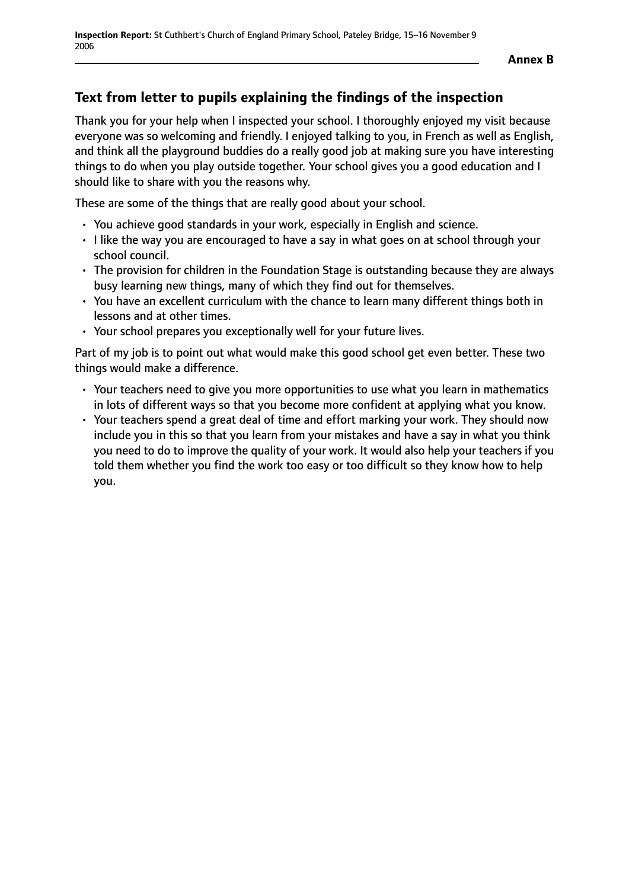## Text from letter to pupils explaining the findings of the inspection

Thank you for your help when I inspected your school. I thoroughly enjoyed my visit because everyone was so welcoming and friendly. I enjoyed talking to you, in French as well as English, and think all the playground buddies do a really good job at making sure you have interesting things to do when you play outside together. Your school gives you a good education and I should like to share with you the reasons why.

These are some of the things that are really good about your school.

- You achieve good standards in your work, especially in English and science.
- I like the way you are encouraged to have a say in what goes on at school through your school council.
- The provision for children in the Foundation Stage is outstanding because they are always busy learning new things, many of which they find out for themselves.
- You have an excellent curriculum with the chance to learn many different things both in lessons and at other times.
- Your school prepares you exceptionally well for your future lives.

Part of my job is to point out what would make this good school get even better. These two things would make a difference.

- Your teachers need to give you more opportunities to use what you learn in mathematics in lots of different ways so that you become more confident at applying what you know.
- Your teachers spend a great deal of time and effort marking your work. They should now include you in this so that you learn from your mistakes and have a say in what you think you need to do to improve the quality of your work. It would also help your teachers if you told them whether you find the work too easy or too difficult so they know how to help you.